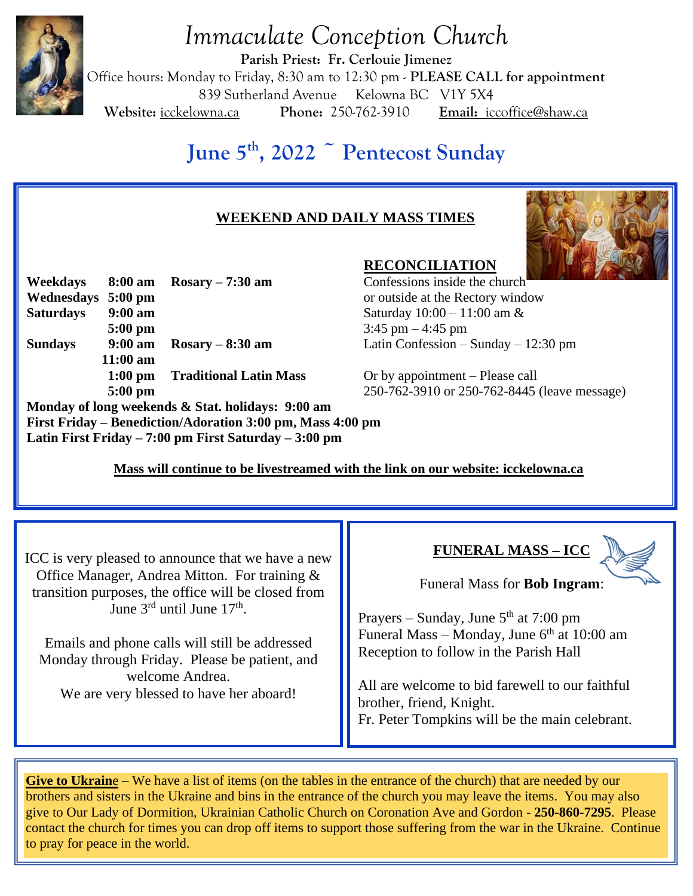# Immaculate Conception Church

**Parish Priest: Fr. Cerlouie Jimenez**

Office hours: Monday to Friday, 8:30 am to 12:30 pm - **PLEASE CALL for appointment**

839 Sutherland Avenue Kelowna BC V1Y 5X4

**Website:** icckelowna.ca **Phone:** 250-762-3910 **Email:** iccoffice@shaw.ca

## June 5th, 2022 ~ Pentecost Sunday

### WEEKEND AND DAILY MASS TIMES

| | | |
|---|---|---|
| **Weekdays** | **8:00 am** | **Rosary – 7:30 am** |
| **Wednesdays** | **5:00 pm** | |
| **Saturdays** | **9:00 am** | |
| | **5:00 pm** | |
| **Sundays** | **9:00 am** | **Rosary – 8:30 am** |
| | **11:00 am** | |
| | **1:00 pm** | **Traditional Latin Mass** |
| | **5:00 pm** | |

**Monday of long weekends & Stat. holidays: 9:00 am**

**First Friday – Benediction/Adoration 3:00 pm, Mass 4:00 pm**

**Latin First Friday – 7:00 pm First Saturday – 3:00 pm**

### RECONCILIATION

Confessions inside the church or outside at the Rectory window

Saturday 10:00 – 11:00 am & 3:45 pm – 4:45 pm

Latin Confession – Sunday – 12:30 pm

Or by appointment – Please call 250-762-3910 or 250-762-8445 (leave message)

**Mass will continue to be livestreamed with the link on our website: icckelowna.ca**

---

ICC is very pleased to announce that we have a new Office Manager, Andrea Mitton. For training & transition purposes, the office will be closed from June 3rd until June 17th.

Emails and phone calls will still be addressed Monday through Friday. Please be patient, and welcome Andrea.

We are very blessed to have her aboard!

---

### FUNERAL MASS – ICC

Funeral Mass for **Bob Ingram**:

Prayers – Sunday, June 5th at 7:00 pm

Funeral Mass – Monday, June 6th at 10:00 am

Reception to follow in the Parish Hall

All are welcome to bid farewell to our faithful brother, friend, Knight.

Fr. Peter Tompkins will be the main celebrant.

---

**Give to Ukraine** – We have a list of items (on the tables in the entrance of the church) that are needed by our brothers and sisters in the Ukraine and bins in the entrance of the church you may leave the items. You may also give to Our Lady of Dormition, Ukrainian Catholic Church on Coronation Ave and Gordon - **250-860-7295**. Please contact the church for times you can drop off items to support those suffering from the war in the Ukraine. Continue to pray for peace in the world.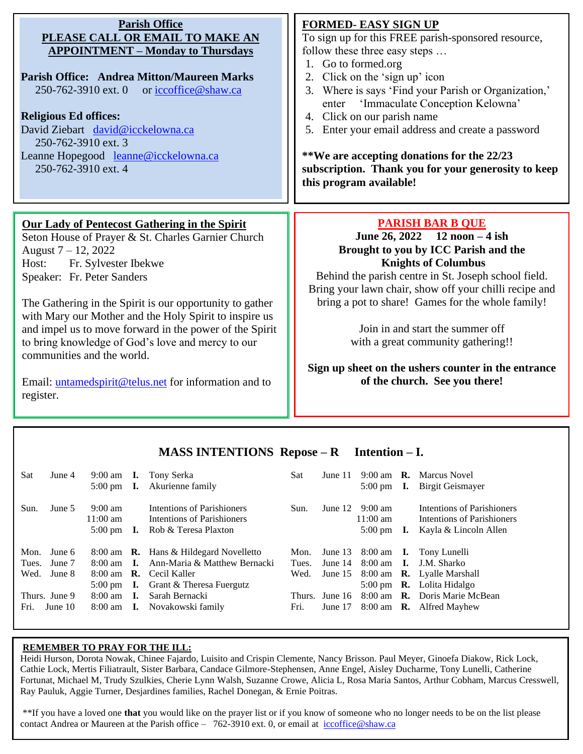## Parish Office

**PLEASE CALL OR EMAIL TO MAKE AN APPOINTMENT – Monday to Thursdays**

**Parish Office: Andrea Mitton/Maureen Marks**
250-762-3910 ext. 0 or iccoffice@shaw.ca

**Religious Ed offices:**
David Ziebart david@icckelowna.ca
250-762-3910 ext. 3
Leanne Hopegood leanne@icckelowna.ca
250-762-3910 ext. 4

## FORMED- EASY SIGN UP

To sign up for this FREE parish-sponsored resource, follow these three easy steps …

1. Go to formed.org
2. Click on the 'sign up' icon
3. Where is says 'Find your Parish or Organization,' enter 'Immaculate Conception Kelowna'
4. Click on our parish name
5. Enter your email address and create a password

**\*\*We are accepting donations for the 22/23 subscription. Thank you for your generosity to keep this program available!**

## Our Lady of Pentecost Gathering in the Spirit

Seton House of Prayer & St. Charles Garnier Church
August 7 – 12, 2022
Host: Fr. Sylvester Ibekwe
Speaker: Fr. Peter Sanders

The Gathering in the Spirit is our opportunity to gather with Mary our Mother and the Holy Spirit to inspire us and impel us to move forward in the power of the Spirit to bring knowledge of God's love and mercy to our communities and the world.

Email: untamedspirit@telus.net for information and to register.

## PARISH BAR B QUE

**June 26, 2022 12 noon – 4 ish**
**Brought to you by ICC Parish and the Knights of Columbus**

Behind the parish centre in St. Joseph school field. Bring your lawn chair, show off your chilli recipe and bring a pot to share! Games for the whole family!

Join in and start the summer off with a great community gathering!!

**Sign up sheet on the ushers counter in the entrance of the church. See you there!**

## MASS INTENTIONS Repose – R Intention – I.

| Day | Date | Time | | Intention |
|---|---|---|---|---|
| Sat | June 4 | 9:00 am | **I.** | Tony Serka |
| | | 5:00 pm | **I.** | Akurienne family |
| Sun. | June 5 | 9:00 am | | Intentions of Parishioners |
| | | 11:00 am | | Intentions of Parishioners |
| | | 5:00 pm | **I.** | Rob & Teresa Plaxton |
| Mon. | June 6 | 8:00 am | **R.** | Hans & Hildegard Novelletto |
| Tues. | June 7 | 8:00 am | **I.** | Ann-Maria & Matthew Bernacki |
| Wed. | June 8 | 8:00 am | **R.** | Cecil Kaller |
| | | 5:00 pm | **I.** | Grant & Theresa Fuergutz |
| Thurs. | June 9 | 8:00 am | **I.** | Sarah Bernacki |
| Fri. | June 10 | 8:00 am | **I.** | Novakowski family |
| Sat | June 11 | 9:00 am | **R.** | Marcus Novel |
| | | 5:00 pm | **I.** | Birgit Geismayer |
| Sun. | June 12 | 9:00 am | | Intentions of Parishioners |
| | | 11:00 am | | Intentions of Parishioners |
| | | 5:00 pm | **I.** | Kayla & Lincoln Allen |
| Mon. | June 13 | 8:00 am | **I.** | Tony Lunelli |
| Tues. | June 14 | 8:00 am | **I.** | J.M. Sharko |
| Wed. | June 15 | 8:00 am | **R.** | Lyalle Marshall |
| | | 5:00 pm | **R.** | Lolita Hidalgo |
| Thurs. | June 16 | 8:00 am | **R.** | Doris Marie McBean |
| Fri. | June 17 | 8:00 am | **R.** | Alfred Mayhew |

## REMEMBER TO PRAY FOR THE ILL:

Heidi Hurson, Dorota Nowak, Chinee Fajardo, Luisito and Crispin Clemente, Nancy Brisson. Paul Meyer, Ginoefa Diakow, Rick Lock, Cathie Lock, Mertis Filiatrault, Sister Barbara, Candace Gilmore-Stephensen, Anne Engel, Aisley Ducharme, Tony Lunelli, Catherine Fortunat, Michael M, Trudy Szulkies, Cherie Lynn Walsh, Suzanne Crowe, Alicia L, Rosa Maria Santos, Arthur Cobham, Marcus Cresswell, Ray Pauluk, Aggie Turner, Desjardines families, Rachel Donegan, & Ernie Poitras.

\*\*If you have a loved one **that** you would like on the prayer list or if you know of someone who no longer needs to be on the list please contact Andrea or Maureen at the Parish office – 762-3910 ext. 0, or email at iccoffice@shaw.ca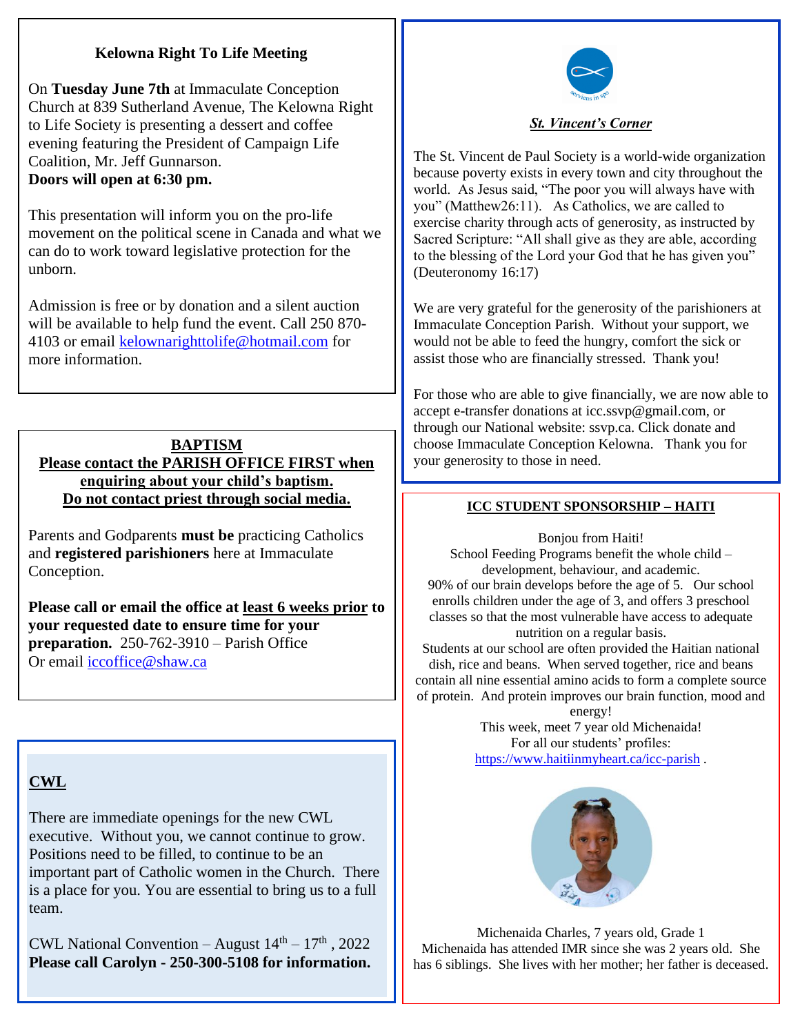### Kelowna Right To Life Meeting

On **Tuesday June 7th** at Immaculate Conception Church at 839 Sutherland Avenue, The Kelowna Right to Life Society is presenting a dessert and coffee evening featuring the President of Campaign Life Coalition, Mr. Jeff Gunnarson.
**Doors will open at 6:30 pm.**

This presentation will inform you on the pro-life movement on the political scene in Canada and what we can do to work toward legislative protection for the unborn.

Admission is free or by donation and a silent auction will be available to help fund the event. Call 250 870-4103 or email kelownarighttolife@hotmail.com for more information.

### BAPTISM

**Please contact the PARISH OFFICE FIRST when enquiring about your child's baptism.**
**Do not contact priest through social media.**

Parents and Godparents **must be** practicing Catholics and **registered parishioners** here at Immaculate Conception.

**Please call or email the office at least 6 weeks prior to your requested date to ensure time for your preparation.** 250-762-3910 – Parish Office
Or email iccoffice@shaw.ca

### CWL

There are immediate openings for the new CWL executive. Without you, we cannot continue to grow. Positions need to be filled, to continue to be an important part of Catholic women in the Church. There is a place for you. You are essential to bring us to a full team.

CWL National Convention – August 14th – 17th, 2022
**Please call Carolyn - 250-300-5108 for information.**

### *St. Vincent's Corner*

The St. Vincent de Paul Society is a world-wide organization because poverty exists in every town and city throughout the world. As Jesus said, "The poor you will always have with you" (Matthew26:11). As Catholics, we are called to exercise charity through acts of generosity, as instructed by Sacred Scripture: "All shall give as they are able, according to the blessing of the Lord your God that he has given you" (Deuteronomy 16:17)

We are very grateful for the generosity of the parishioners at Immaculate Conception Parish. Without your support, we would not be able to feed the hungry, comfort the sick or assist those who are financially stressed. Thank you!

For those who are able to give financially, we are now able to accept e-transfer donations at icc.ssvp@gmail.com, or through our National website: ssvp.ca. Click donate and choose Immaculate Conception Kelowna. Thank you for your generosity to those in need.

### ICC STUDENT SPONSORSHIP – HAITI

Bonjou from Haiti!
School Feeding Programs benefit the whole child – development, behaviour, and academic.
90% of our brain develops before the age of 5. Our school enrolls children under the age of 3, and offers 3 preschool classes so that the most vulnerable have access to adequate nutrition on a regular basis.
Students at our school are often provided the Haitian national dish, rice and beans. When served together, rice and beans contain all nine essential amino acids to form a complete source of protein. And protein improves our brain function, mood and energy!
This week, meet 7 year old Michenaida!
For all our students' profiles:
https://www.haitiinmyheart.ca/icc-parish .

Michenaida Charles, 7 years old, Grade 1
Michenaida has attended IMR since she was 2 years old. She has 6 siblings. She lives with her mother; her father is deceased.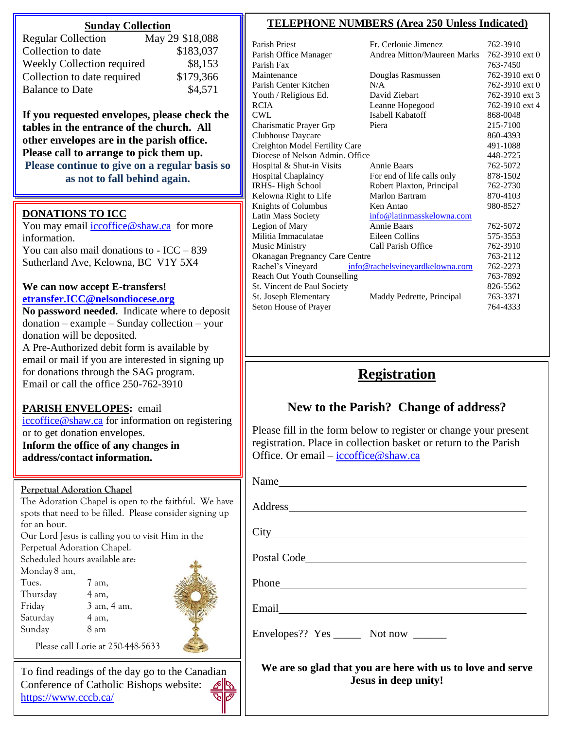## Sunday Collection

| | |
|---|---|
| Regular Collection | May 29 $18,088 |
| Collection to date | $183,037 |
| Weekly Collection required | $8,153 |
| Collection to date required | $179,366 |
| Balance to Date | $4,571 |

**If you requested envelopes, please check the tables in the entrance of the church. All other envelopes are in the parish office. Please call to arrange to pick them up.**

**Please continue to give on a regular basis so as not to fall behind again.**

## DONATIONS TO ICC

You may email iccoffice@shaw.ca for more information.

You can also mail donations to - ICC – 839 Sutherland Ave, Kelowna, BC V1Y 5X4

**We can now accept E-transfers!**

**etransfer.ICC@nelsondiocese.org**

**No password needed.** Indicate where to deposit donation – example – Sunday collection – your donation will be deposited.

A Pre-Authorized debit form is available by email or mail if you are interested in signing up for donations through the SAG program.

Email or call the office 250-762-3910

**PARISH ENVELOPES:** email iccoffice@shaw.ca for information on registering or to get donation envelopes.

**Inform the office of any changes in address/contact information.**

## Perpetual Adoration Chapel

The Adoration Chapel is open to the faithful. We have spots that need to be filled. Please consider signing up for an hour.

Our Lord Jesus is calling you to visit Him in the Perpetual Adoration Chapel.

Scheduled hours available are:

| | |
|---|---|
| Monday | 8 am, |
| Tues. | 7 am, |
| Thursday | 4 am, |
| Friday | 3 am, 4 am, |
| Saturday | 4 am, |
| Sunday | 8 am |

Please call Lorie at 250-448-5633

To find readings of the day go to the Canadian Conference of Catholic Bishops website: https://www.cccb.ca/

## TELEPHONE NUMBERS (Area 250 Unless Indicated)

| | | |
|---|---|---|
| Parish Priest | Fr. Cerlouie Jimenez | 762-3910 |
| Parish Office Manager | Andrea Mitton/Maureen Marks | 762-3910 ext 0 |
| Parish Fax | | 763-7450 |
| Maintenance | Douglas Rasmussen | 762-3910 ext 0 |
| Parish Center Kitchen | N/A | 762-3910 ext 0 |
| Youth / Religious Ed. | David Ziebart | 762-3910 ext 3 |
| RCIA | Leanne Hopegood | 762-3910 ext 4 |
| CWL | Isabell Kabatoff | 868-0048 |
| Charismatic Prayer Grp | Piera | 215-7100 |
| Clubhouse Daycare | | 860-4393 |
| Creighton Model Fertility Care | | 491-1088 |
| Diocese of Nelson Admin. Office | | 448-2725 |
| Hospital & Shut-in Visits | Annie Baars | 762-5072 |
| Hospital Chaplaincy | For end of life calls only | 878-1502 |
| IRHS- High School | Robert Plaxton, Principal | 762-2730 |
| Kelowna Right to Life | Marlon Bartram | 870-4103 |
| Knights of Columbus | Ken Antao | 980-8527 |
| Latin Mass Society | info@latinmasskelowna.com | |
| Legion of Mary | Annie Baars | 762-5072 |
| Militia Immaculatae | Eileen Collins | 575-3553 |
| Music Ministry | Call Parish Office | 762-3910 |
| Okanagan Pregnancy Care Centre | | 763-2112 |
| Rachel's Vineyard | info@rachelsvineyardkelowna.com | 762-2273 |
| Reach Out Youth Counselling | | 763-7892 |
| St. Vincent de Paul Society | | 826-5562 |
| St. Joseph Elementary | Maddy Pedrette, Principal | 763-3371 |
| Seton House of Prayer | | 764-4333 |

## Registration

### New to the Parish? Change of address?

Please fill in the form below to register or change your present registration. Place in collection basket or return to the Parish Office. Or email – iccoffice@shaw.ca

Name\_\_\_\_\_\_\_\_\_\_\_\_\_\_\_\_\_\_\_\_\_\_\_\_\_\_\_\_\_\_\_\_\_\_\_\_\_\_\_\_

Address\_\_\_\_\_\_\_\_\_\_\_\_\_\_\_\_\_\_\_\_\_\_\_\_\_\_\_\_\_\_\_\_\_\_\_\_\_\_

City\_\_\_\_\_\_\_\_\_\_\_\_\_\_\_\_\_\_\_\_\_\_\_\_\_\_\_\_\_\_\_\_\_\_\_\_\_\_\_\_\_

Postal Code\_\_\_\_\_\_\_\_\_\_\_\_\_\_\_\_\_\_\_\_\_\_\_\_\_\_\_\_\_\_\_\_\_\_\_

Phone\_\_\_\_\_\_\_\_\_\_\_\_\_\_\_\_\_\_\_\_\_\_\_\_\_\_\_\_\_\_\_\_\_\_\_\_\_\_\_

Email\_\_\_\_\_\_\_\_\_\_\_\_\_\_\_\_\_\_\_\_\_\_\_\_\_\_\_\_\_\_\_\_\_\_\_\_\_\_\_\_

Envelopes?? Yes \_\_\_\_\_ Not now \_\_\_\_\_\_

**We are so glad that you are here with us to love and serve Jesus in deep unity!**